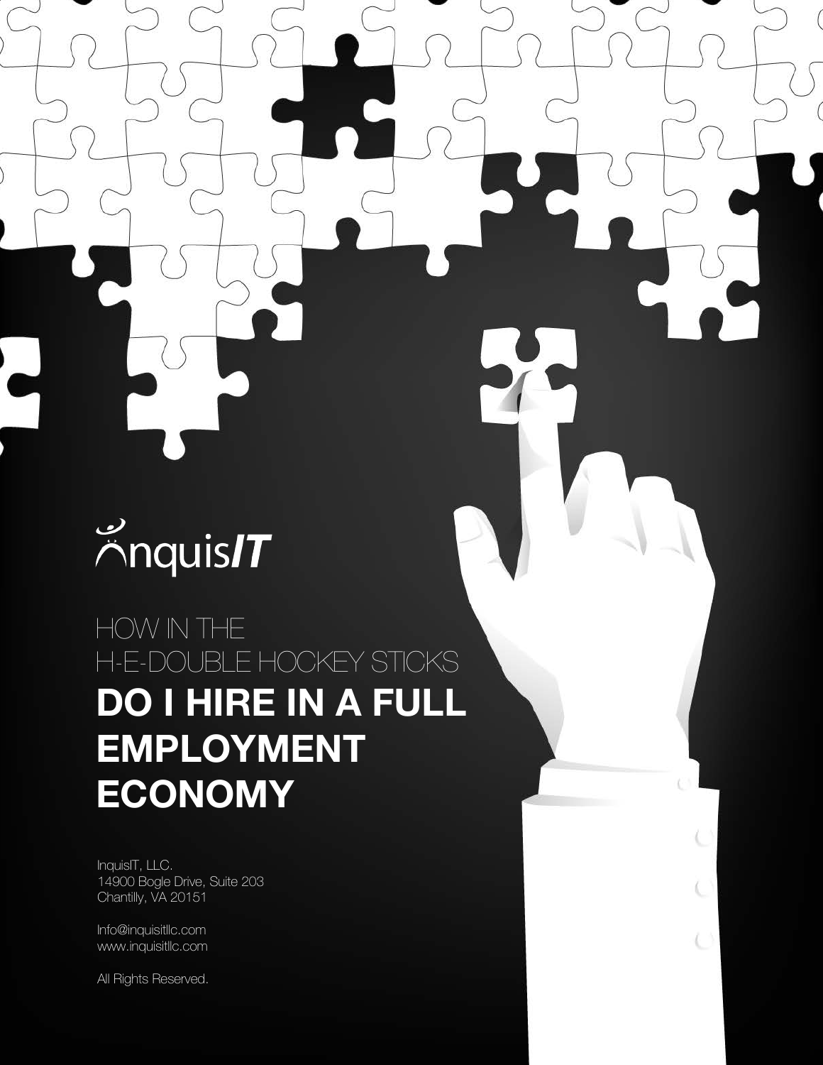InquisIT

HOW IN THE
H-E-DOUBLE HOCKEY STICKS

# DO I HIRE IN A FULL EMPLOYMENT ECONOMY

InquisIT, LLC.
14900 Bogle Drive, Suite 203
Chantilly, VA 20151

Info@inquisitllc.com
www.inquisitllc.com

All Rights Reserved.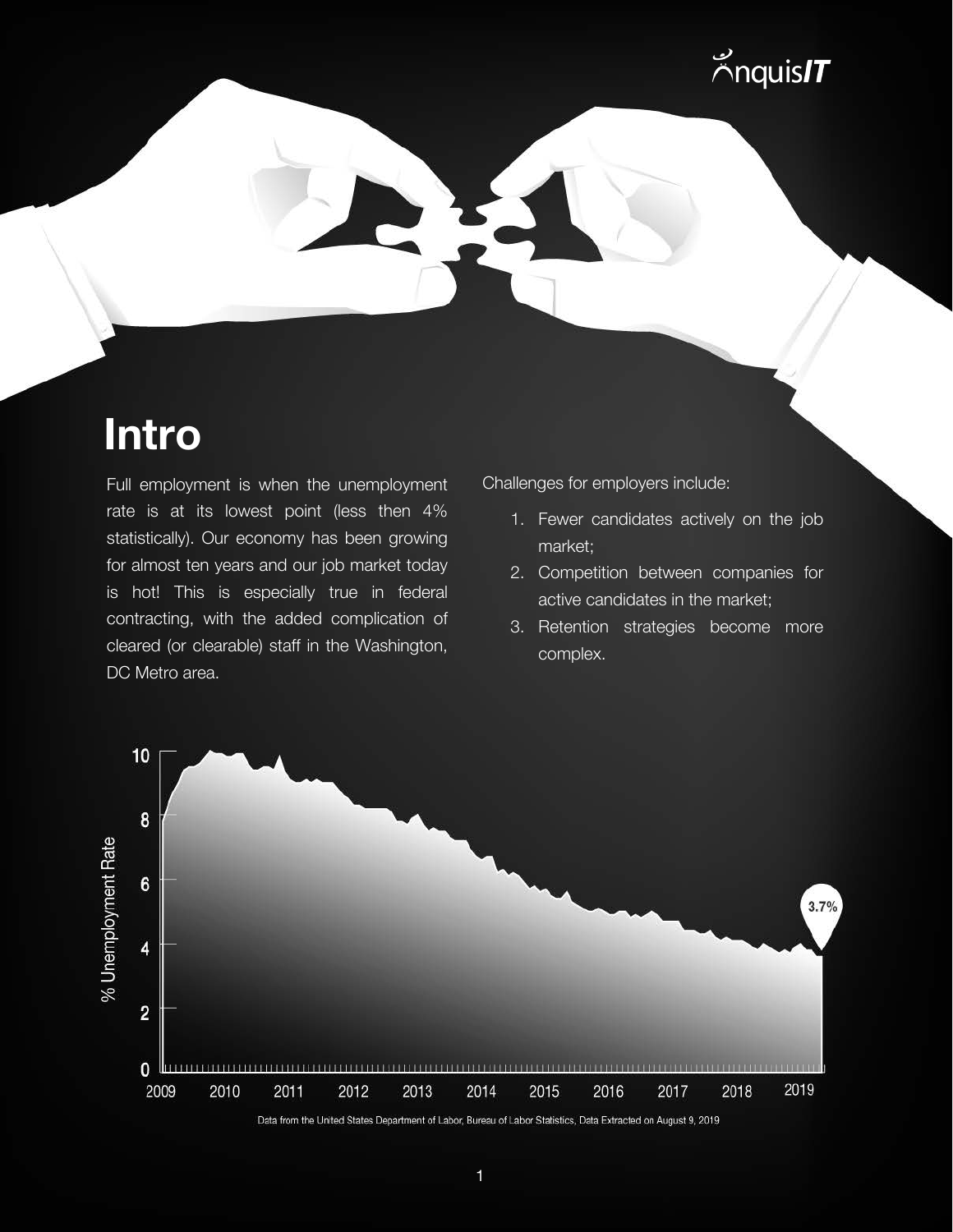# Intro

Full employment is when the unemployment rate is at its lowest point (less then 4% statistically). Our economy has been growing for almost ten years and our job market today is hot! This is especially true in federal contracting, with the added complication of cleared (or clearable) staff in the Washington, DC Metro area.

Challenges for employers include:

1. Fewer candidates actively on the job market;
2. Competition between companies for active candidates in the market;
3. Retention strategies become more complex.

% Unemployment Rate

10
8
6
4
2
0

2009 2010 2011 2012 2013 2014 2015 2016 2017 2018 2019

3.7%

Data from the United States Department of Labor, Bureau of Labor Statistics, Data Extracted on August 9, 2019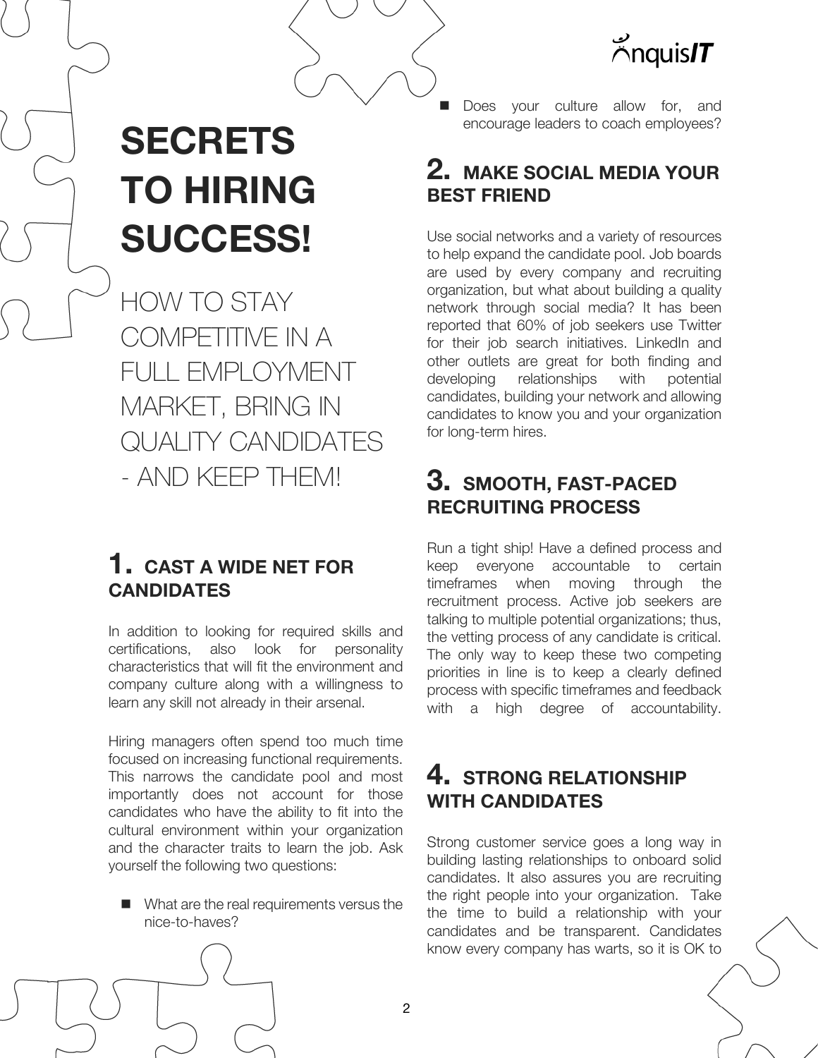# SECRETS TO HIRING SUCCESS!

HOW TO STAY COMPETITIVE IN A FULL EMPLOYMENT MARKET, BRING IN QUALITY CANDIDATES - AND KEEP THEM!

## 1. CAST A WIDE NET FOR CANDIDATES

In addition to looking for required skills and certifications, also look for personality characteristics that will fit the environment and company culture along with a willingness to learn any skill not already in their arsenal.

Hiring managers often spend too much time focused on increasing functional requirements. This narrows the candidate pool and most importantly does not account for those candidates who have the ability to fit into the cultural environment within your organization and the character traits to learn the job. Ask yourself the following two questions:

- What are the real requirements versus the nice-to-haves?
- Does your culture allow for, and encourage leaders to coach employees?

## 2. MAKE SOCIAL MEDIA YOUR BEST FRIEND

Use social networks and a variety of resources to help expand the candidate pool. Job boards are used by every company and recruiting organization, but what about building a quality network through social media? It has been reported that 60% of job seekers use Twitter for their job search initiatives. LinkedIn and other outlets are great for both finding and developing relationships with potential candidates, building your network and allowing candidates to know you and your organization for long-term hires.

## 3. SMOOTH, FAST-PACED RECRUITING PROCESS

Run a tight ship! Have a defined process and keep everyone accountable to certain timeframes when moving through the recruitment process. Active job seekers are talking to multiple potential organizations; thus, the vetting process of any candidate is critical. The only way to keep these two competing priorities in line is to keep a clearly defined process with specific timeframes and feedback with a high degree of accountability.

## 4. STRONG RELATIONSHIP WITH CANDIDATES

Strong customer service goes a long way in building lasting relationships to onboard solid candidates. It also assures you are recruiting the right people into your organization. Take the time to build a relationship with your candidates and be transparent. Candidates know every company has warts, so it is OK to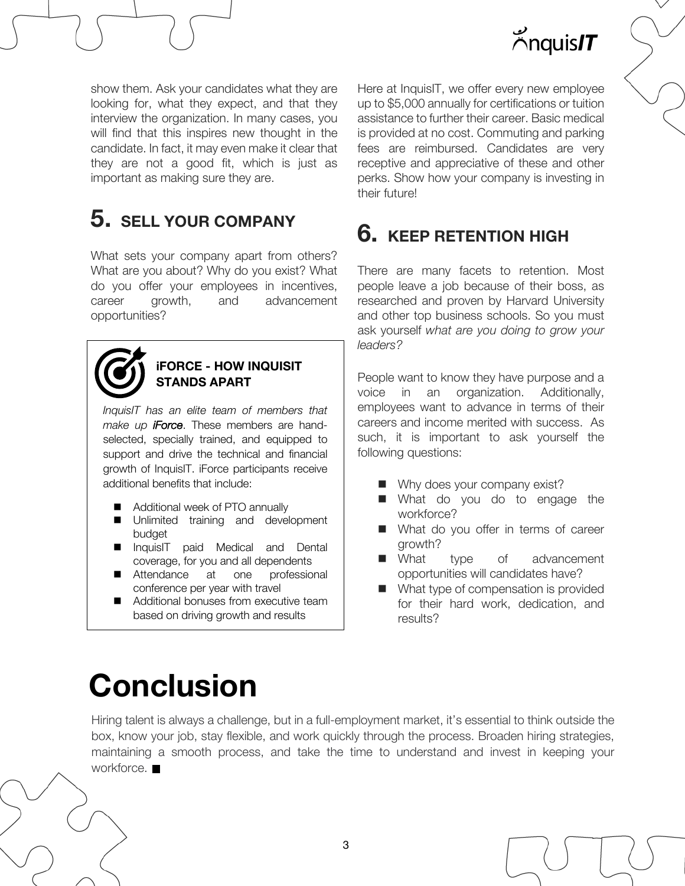show them. Ask your candidates what they are looking for, what they expect, and that they interview the organization. In many cases, you will find that this inspires new thought in the candidate. In fact, it may even make it clear that they are not a good fit, which is just as important as making sure they are.

## 5. SELL YOUR COMPANY

What sets your company apart from others? What are you about? Why do you exist? What do you offer your employees in incentives, career growth, and advancement opportunities?

### iFORCE - HOW INQUISIT STANDS APART

*InquisIT has an elite team of members that make up **iForce**. These members are hand-selected, specially trained, and equipped to support and drive the technical and financial growth of InquisIT. iForce participants receive additional benefits that include:*

- Additional week of PTO annually
- Unlimited training and development budget
- InquisIT paid Medical and Dental coverage, for you and all dependents
- Attendance at one professional conference per year with travel
- Additional bonuses from executive team based on driving growth and results

Here at InquisIT, we offer every new employee up to $5,000 annually for certifications or tuition assistance to further their career. Basic medical is provided at no cost. Commuting and parking fees are reimbursed. Candidates are very receptive and appreciative of these and other perks. Show how your company is investing in their future!

## 6. KEEP RETENTION HIGH

There are many facets to retention. Most people leave a job because of their boss, as researched and proven by Harvard University and other top business schools. So you must ask yourself *what are you doing to grow your leaders?*

People want to know they have purpose and a voice in an organization. Additionally, employees want to advance in terms of their careers and income merited with success. As such, it is important to ask yourself the following questions:

- Why does your company exist?
- What do you do to engage the workforce?
- What do you offer in terms of career growth?
- What type of advancement opportunities will candidates have?
- What type of compensation is provided for their hard work, dedication, and results?

# Conclusion

Hiring talent is always a challenge, but in a full-employment market, it's essential to think outside the box, know your job, stay flexible, and work quickly through the process. Broaden hiring strategies, maintaining a smooth process, and take the time to understand and invest in keeping your workforce. ■